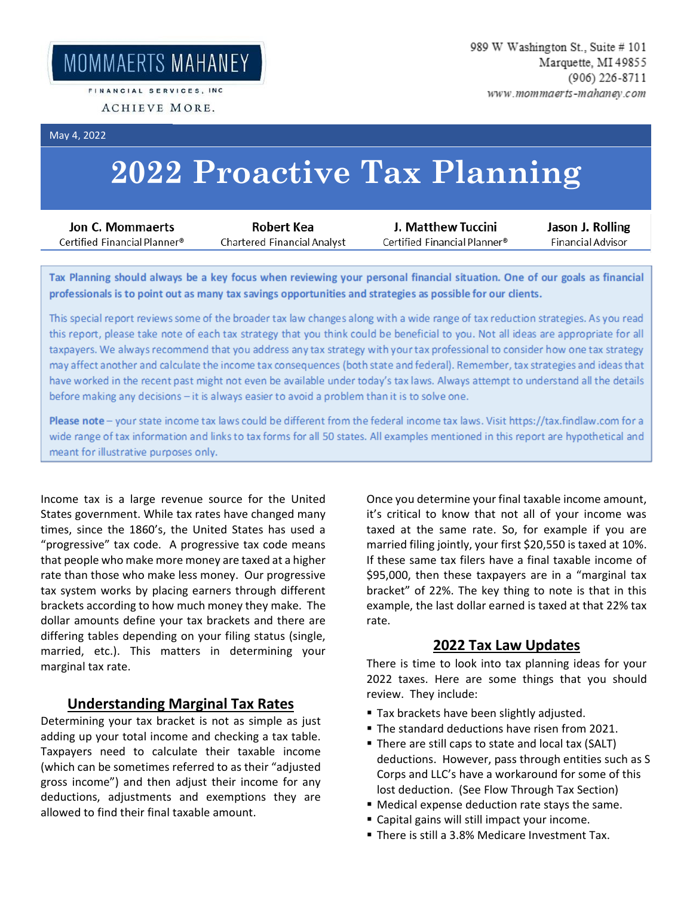# MOMMAERTS MAHANEY

FINANCIAL SERVICES, INC

ACHIEVE MORE.

989 W Washington St., Suite # 101
Marquette, MI 49855
(906) 226-8711
www.mommaerts-mahaney.com

May 4, 2022

# 2022 Proactive Tax Planning

| Jon C. Mommaerts | Robert Kea | J. Matthew Tuccini | Jason J. Rolling |
|---|---|---|---|
| Certified Financial Planner® | Chartered Financial Analyst | Certified Financial Planner® | Financial Advisor |

**Tax Planning should always be a key focus when reviewing your personal financial situation. One of our goals as financial professionals is to point out as many tax savings opportunities and strategies as possible for our clients.**

This special report reviews some of the broader tax law changes along with a wide range of tax reduction strategies. As you read this report, please take note of each tax strategy that you think could be beneficial to you. Not all ideas are appropriate for all taxpayers. We always recommend that you address any tax strategy with your tax professional to consider how one tax strategy may affect another and calculate the income tax consequences (both state and federal). Remember, tax strategies and ideas that have worked in the recent past might not even be available under today's tax laws. Always attempt to understand all the details before making any decisions – it is always easier to avoid a problem than it is to solve one.

**Please note** – your state income tax laws could be different from the federal income tax laws. Visit https://tax.findlaw.com for a wide range of tax information and links to tax forms for all 50 states. All examples mentioned in this report are hypothetical and meant for illustrative purposes only.

Income tax is a large revenue source for the United States government. While tax rates have changed many times, since the 1860's, the United States has used a "progressive" tax code. A progressive tax code means that people who make more money are taxed at a higher rate than those who make less money. Our progressive tax system works by placing earners through different brackets according to how much money they make. The dollar amounts define your tax brackets and there are differing tables depending on your filing status (single, married, etc.). This matters in determining your marginal tax rate.

## Understanding Marginal Tax Rates

Determining your tax bracket is not as simple as just adding up your total income and checking a tax table. Taxpayers need to calculate their taxable income (which can be sometimes referred to as their "adjusted gross income") and then adjust their income for any deductions, adjustments and exemptions they are allowed to find their final taxable amount.

Once you determine your final taxable income amount, it's critical to know that not all of your income was taxed at the same rate. So, for example if you are married filing jointly, your first $20,550 is taxed at 10%. If these same tax filers have a final taxable income of $95,000, then these taxpayers are in a "marginal tax bracket" of 22%. The key thing to note is that in this example, the last dollar earned is taxed at that 22% tax rate.

## 2022 Tax Law Updates

There is time to look into tax planning ideas for your 2022 taxes. Here are some things that you should review. They include:

- Tax brackets have been slightly adjusted.
- The standard deductions have risen from 2021.
- There are still caps to state and local tax (SALT) deductions. However, pass through entities such as S Corps and LLC's have a workaround for some of this lost deduction. (See Flow Through Tax Section)
- Medical expense deduction rate stays the same.
- Capital gains will still impact your income.
- There is still a 3.8% Medicare Investment Tax.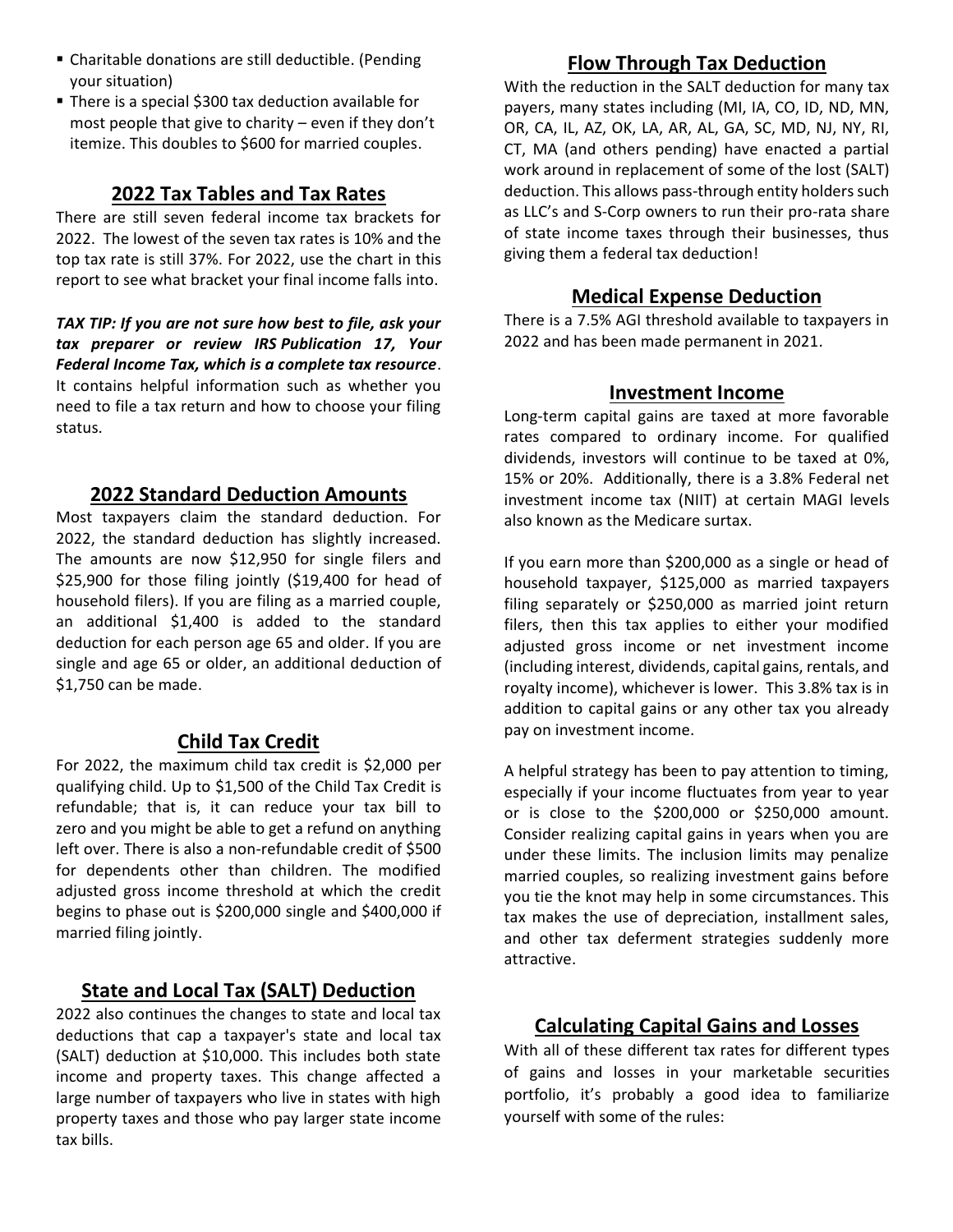- Charitable donations are still deductible. (Pending your situation)
- There is a special $300 tax deduction available for most people that give to charity – even if they don't itemize. This doubles to $600 for married couples.

## 2022 Tax Tables and Tax Rates

There are still seven federal income tax brackets for 2022. The lowest of the seven tax rates is 10% and the top tax rate is still 37%. For 2022, use the chart in this report to see what bracket your final income falls into.

***TAX TIP: If you are not sure how best to file, ask your tax preparer or review IRS Publication 17, Your Federal Income Tax, which is a complete tax resource***. It contains helpful information such as whether you need to file a tax return and how to choose your filing status.

## 2022 Standard Deduction Amounts

Most taxpayers claim the standard deduction. For 2022, the standard deduction has slightly increased. The amounts are now $12,950 for single filers and $25,900 for those filing jointly ($19,400 for head of household filers). If you are filing as a married couple, an additional $1,400 is added to the standard deduction for each person age 65 and older. If you are single and age 65 or older, an additional deduction of $1,750 can be made.

## Child Tax Credit

For 2022, the maximum child tax credit is $2,000 per qualifying child. Up to $1,500 of the Child Tax Credit is refundable; that is, it can reduce your tax bill to zero and you might be able to get a refund on anything left over. There is also a non-refundable credit of $500 for dependents other than children. The modified adjusted gross income threshold at which the credit begins to phase out is $200,000 single and $400,000 if married filing jointly.

## State and Local Tax (SALT) Deduction

2022 also continues the changes to state and local tax deductions that cap a taxpayer's state and local tax (SALT) deduction at $10,000. This includes both state income and property taxes. This change affected a large number of taxpayers who live in states with high property taxes and those who pay larger state income tax bills.

## Flow Through Tax Deduction

With the reduction in the SALT deduction for many tax payers, many states including (MI, IA, CO, ID, ND, MN, OR, CA, IL, AZ, OK, LA, AR, AL, GA, SC, MD, NJ, NY, RI, CT, MA (and others pending) have enacted a partial work around in replacement of some of the lost (SALT) deduction. This allows pass-through entity holders such as LLC's and S-Corp owners to run their pro-rata share of state income taxes through their businesses, thus giving them a federal tax deduction!

## Medical Expense Deduction

There is a 7.5% AGI threshold available to taxpayers in 2022 and has been made permanent in 2021.

## Investment Income

Long-term capital gains are taxed at more favorable rates compared to ordinary income. For qualified dividends, investors will continue to be taxed at 0%, 15% or 20%. Additionally, there is a 3.8% Federal net investment income tax (NIIT) at certain MAGI levels also known as the Medicare surtax.

If you earn more than $200,000 as a single or head of household taxpayer, $125,000 as married taxpayers filing separately or $250,000 as married joint return filers, then this tax applies to either your modified adjusted gross income or net investment income (including interest, dividends, capital gains, rentals, and royalty income), whichever is lower. This 3.8% tax is in addition to capital gains or any other tax you already pay on investment income.

A helpful strategy has been to pay attention to timing, especially if your income fluctuates from year to year or is close to the $200,000 or $250,000 amount. Consider realizing capital gains in years when you are under these limits. The inclusion limits may penalize married couples, so realizing investment gains before you tie the knot may help in some circumstances. This tax makes the use of depreciation, installment sales, and other tax deferment strategies suddenly more attractive.

## Calculating Capital Gains and Losses

With all of these different tax rates for different types of gains and losses in your marketable securities portfolio, it's probably a good idea to familiarize yourself with some of the rules: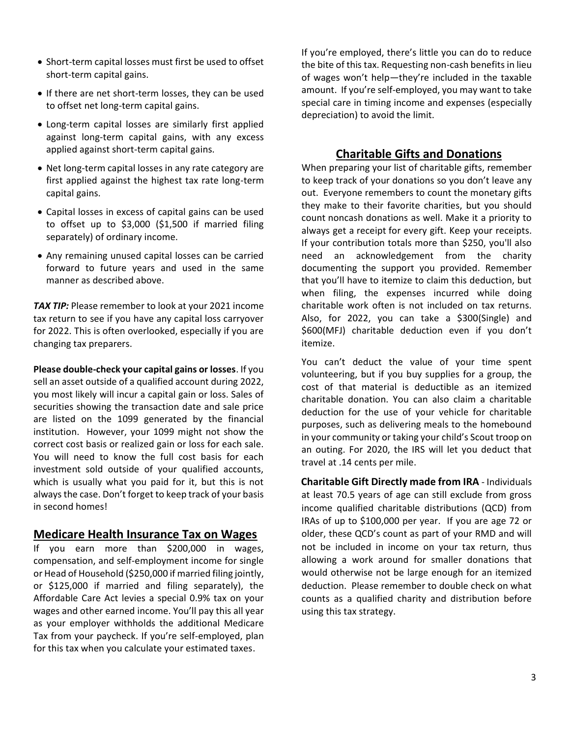- Short-term capital losses must first be used to offset short-term capital gains.
- If there are net short-term losses, they can be used to offset net long-term capital gains.
- Long-term capital losses are similarly first applied against long-term capital gains, with any excess applied against short-term capital gains.
- Net long-term capital losses in any rate category are first applied against the highest tax rate long-term capital gains.
- Capital losses in excess of capital gains can be used to offset up to $3,000 ($1,500 if married filing separately) of ordinary income.
- Any remaining unused capital losses can be carried forward to future years and used in the same manner as described above.

***TAX TIP:*** Please remember to look at your 2021 income tax return to see if you have any capital loss carryover for 2022. This is often overlooked, especially if you are changing tax preparers.

**Please double-check your capital gains or losses**. If you sell an asset outside of a qualified account during 2022, you most likely will incur a capital gain or loss. Sales of securities showing the transaction date and sale price are listed on the 1099 generated by the financial institution. However, your 1099 might not show the correct cost basis or realized gain or loss for each sale. You will need to know the full cost basis for each investment sold outside of your qualified accounts, which is usually what you paid for it, but this is not always the case. Don't forget to keep track of your basis in second homes!

## Medicare Health Insurance Tax on Wages

If you earn more than $200,000 in wages, compensation, and self-employment income for single or Head of Household ($250,000 if married filing jointly, or $125,000 if married and filing separately), the Affordable Care Act levies a special 0.9% tax on your wages and other earned income. You'll pay this all year as your employer withholds the additional Medicare Tax from your paycheck. If you're self-employed, plan for this tax when you calculate your estimated taxes.

If you're employed, there's little you can do to reduce the bite of this tax. Requesting non-cash benefits in lieu of wages won't help—they're included in the taxable amount. If you're self-employed, you may want to take special care in timing income and expenses (especially depreciation) to avoid the limit.

## Charitable Gifts and Donations

When preparing your list of charitable gifts, remember to keep track of your donations so you don't leave any out. Everyone remembers to count the monetary gifts they make to their favorite charities, but you should count noncash donations as well. Make it a priority to always get a receipt for every gift. Keep your receipts. If your contribution totals more than $250, you'll also need an acknowledgement from the charity documenting the support you provided. Remember that you'll have to itemize to claim this deduction, but when filing, the expenses incurred while doing charitable work often is not included on tax returns. Also, for 2022, you can take a $300(Single) and $600(MFJ) charitable deduction even if you don't itemize.

You can't deduct the value of your time spent volunteering, but if you buy supplies for a group, the cost of that material is deductible as an itemized charitable donation. You can also claim a charitable deduction for the use of your vehicle for charitable purposes, such as delivering meals to the homebound in your community or taking your child's Scout troop on an outing. For 2020, the IRS will let you deduct that travel at .14 cents per mile.

**Charitable Gift Directly made from IRA** - Individuals at least 70.5 years of age can still exclude from gross income qualified charitable distributions (QCD) from IRAs of up to $100,000 per year. If you are age 72 or older, these QCD's count as part of your RMD and will not be included in income on your tax return, thus allowing a work around for smaller donations that would otherwise not be large enough for an itemized deduction. Please remember to double check on what counts as a qualified charity and distribution before using this tax strategy.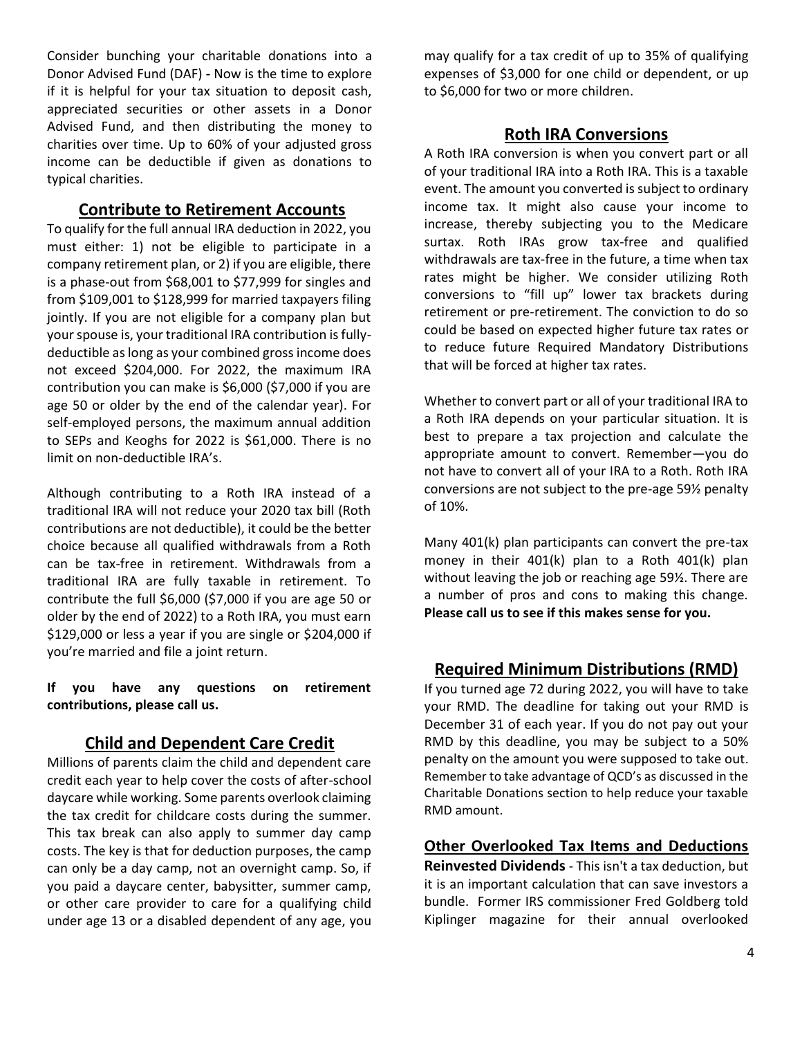Consider bunching your charitable donations into a Donor Advised Fund (DAF) **-** Now is the time to explore if it is helpful for your tax situation to deposit cash, appreciated securities or other assets in a Donor Advised Fund, and then distributing the money to charities over time. Up to 60% of your adjusted gross income can be deductible if given as donations to typical charities.

## Contribute to Retirement Accounts

To qualify for the full annual IRA deduction in 2022, you must either: 1) not be eligible to participate in a company retirement plan, or 2) if you are eligible, there is a phase-out from $68,001 to $77,999 for singles and from $109,001 to $128,999 for married taxpayers filing jointly. If you are not eligible for a company plan but your spouse is, your traditional IRA contribution is fully-deductible as long as your combined gross income does not exceed $204,000. For 2022, the maximum IRA contribution you can make is $6,000 ($7,000 if you are age 50 or older by the end of the calendar year). For self-employed persons, the maximum annual addition to SEPs and Keoghs for 2022 is $61,000. There is no limit on non-deductible IRA's.

Although contributing to a Roth IRA instead of a traditional IRA will not reduce your 2020 tax bill (Roth contributions are not deductible), it could be the better choice because all qualified withdrawals from a Roth can be tax-free in retirement. Withdrawals from a traditional IRA are fully taxable in retirement. To contribute the full $6,000 ($7,000 if you are age 50 or older by the end of 2022) to a Roth IRA, you must earn $129,000 or less a year if you are single or $204,000 if you're married and file a joint return.

**If you have any questions on retirement contributions, please call us.**

## Child and Dependent Care Credit

Millions of parents claim the child and dependent care credit each year to help cover the costs of after-school daycare while working. Some parents overlook claiming the tax credit for childcare costs during the summer. This tax break can also apply to summer day camp costs. The key is that for deduction purposes, the camp can only be a day camp, not an overnight camp. So, if you paid a daycare center, babysitter, summer camp, or other care provider to care for a qualifying child under age 13 or a disabled dependent of any age, you may qualify for a tax credit of up to 35% of qualifying expenses of $3,000 for one child or dependent, or up to $6,000 for two or more children.

## Roth IRA Conversions

A Roth IRA conversion is when you convert part or all of your traditional IRA into a Roth IRA. This is a taxable event. The amount you converted is subject to ordinary income tax. It might also cause your income to increase, thereby subjecting you to the Medicare surtax. Roth IRAs grow tax-free and qualified withdrawals are tax-free in the future, a time when tax rates might be higher. We consider utilizing Roth conversions to "fill up" lower tax brackets during retirement or pre-retirement. The conviction to do so could be based on expected higher future tax rates or to reduce future Required Mandatory Distributions that will be forced at higher tax rates.

Whether to convert part or all of your traditional IRA to a Roth IRA depends on your particular situation. It is best to prepare a tax projection and calculate the appropriate amount to convert. Remember—you do not have to convert all of your IRA to a Roth. Roth IRA conversions are not subject to the pre-age 59½ penalty of 10%.

Many 401(k) plan participants can convert the pre-tax money in their 401(k) plan to a Roth 401(k) plan without leaving the job or reaching age 59½. There are a number of pros and cons to making this change. **Please call us to see if this makes sense for you.**

## Required Minimum Distributions (RMD)

If you turned age 72 during 2022, you will have to take your RMD. The deadline for taking out your RMD is December 31 of each year. If you do not pay out your RMD by this deadline, you may be subject to a 50% penalty on the amount you were supposed to take out. Remember to take advantage of QCD's as discussed in the Charitable Donations section to help reduce your taxable RMD amount.

## Other Overlooked Tax Items and Deductions

**Reinvested Dividends** - This isn't a tax deduction, but it is an important calculation that can save investors a bundle. Former IRS commissioner Fred Goldberg told Kiplinger magazine for their annual overlooked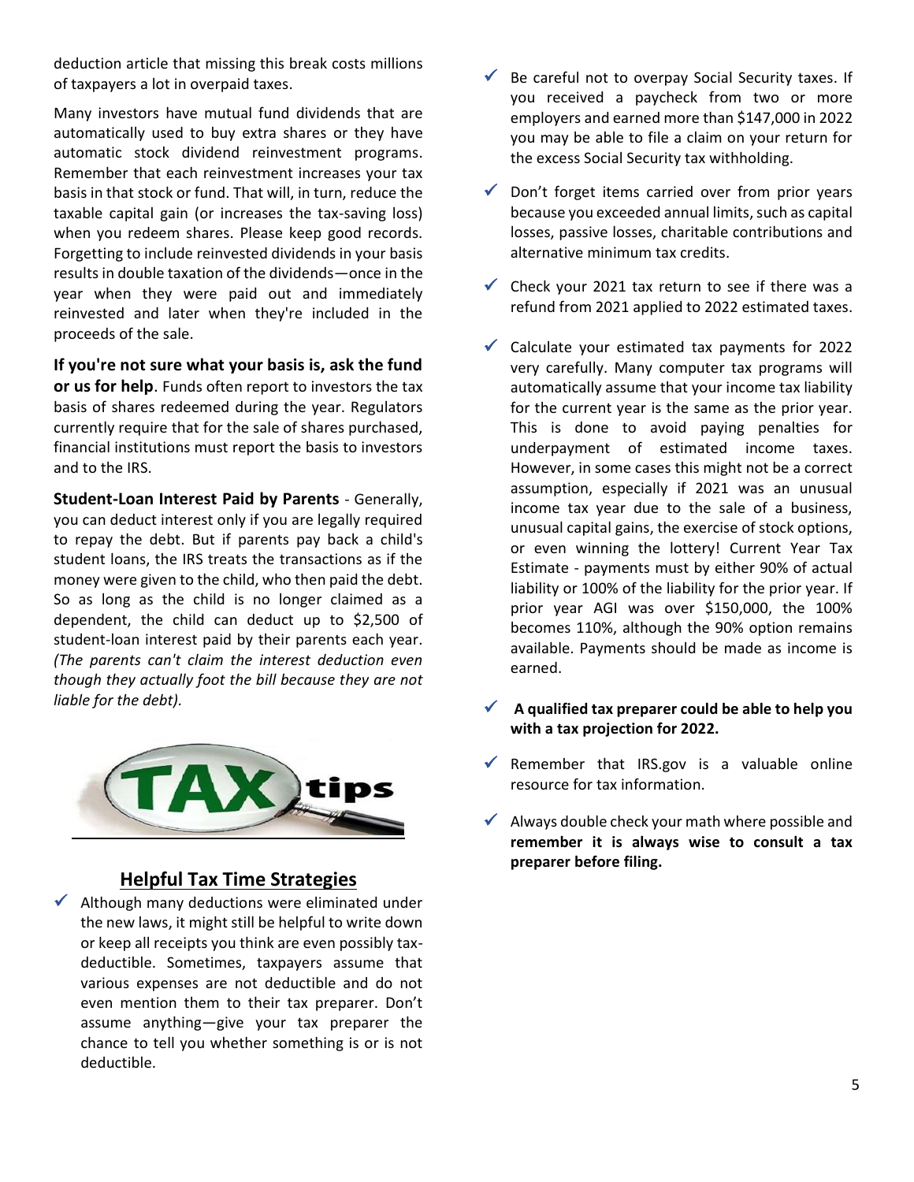deduction article that missing this break costs millions of taxpayers a lot in overpaid taxes.

Many investors have mutual fund dividends that are automatically used to buy extra shares or they have automatic stock dividend reinvestment programs. Remember that each reinvestment increases your tax basis in that stock or fund. That will, in turn, reduce the taxable capital gain (or increases the tax-saving loss) when you redeem shares. Please keep good records. Forgetting to include reinvested dividends in your basis results in double taxation of the dividends—once in the year when they were paid out and immediately reinvested and later when they're included in the proceeds of the sale.

**If you're not sure what your basis is, ask the fund or us for help**. Funds often report to investors the tax basis of shares redeemed during the year. Regulators currently require that for the sale of shares purchased, financial institutions must report the basis to investors and to the IRS.

**Student-Loan Interest Paid by Parents** - Generally, you can deduct interest only if you are legally required to repay the debt. But if parents pay back a child's student loans, the IRS treats the transactions as if the money were given to the child, who then paid the debt. So as long as the child is no longer claimed as a dependent, the child can deduct up to $2,500 of student-loan interest paid by their parents each year. *(The parents can't claim the interest deduction even though they actually foot the bill because they are not liable for the debt).*

## Helpful Tax Time Strategies

- ✓ Although many deductions were eliminated under the new laws, it might still be helpful to write down or keep all receipts you think are even possibly tax-deductible. Sometimes, taxpayers assume that various expenses are not deductible and do not even mention them to their tax preparer. Don't assume anything—give your tax preparer the chance to tell you whether something is or is not deductible.
- ✓ Be careful not to overpay Social Security taxes. If you received a paycheck from two or more employers and earned more than $147,000 in 2022 you may be able to file a claim on your return for the excess Social Security tax withholding.
- ✓ Don't forget items carried over from prior years because you exceeded annual limits, such as capital losses, passive losses, charitable contributions and alternative minimum tax credits.
- ✓ Check your 2021 tax return to see if there was a refund from 2021 applied to 2022 estimated taxes.
- ✓ Calculate your estimated tax payments for 2022 very carefully. Many computer tax programs will automatically assume that your income tax liability for the current year is the same as the prior year. This is done to avoid paying penalties for underpayment of estimated income taxes. However, in some cases this might not be a correct assumption, especially if 2021 was an unusual income tax year due to the sale of a business, unusual capital gains, the exercise of stock options, or even winning the lottery! Current Year Tax Estimate - payments must by either 90% of actual liability or 100% of the liability for the prior year. If prior year AGI was over $150,000, the 100% becomes 110%, although the 90% option remains available. Payments should be made as income is earned.
- ✓ **A qualified tax preparer could be able to help you with a tax projection for 2022.**
- ✓ Remember that IRS.gov is a valuable online resource for tax information.
- ✓ Always double check your math where possible and **remember it is always wise to consult a tax preparer before filing.**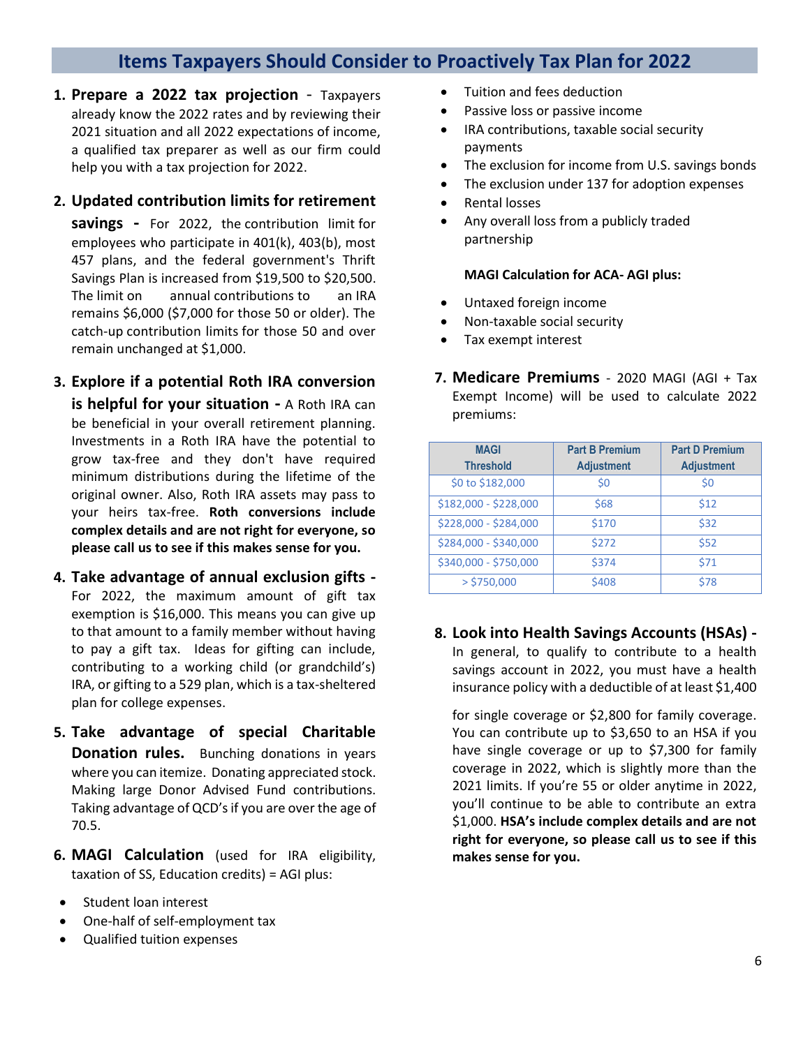## Items Taxpayers Should Consider to Proactively Tax Plan for 2022

1. **Prepare a 2022 tax projection** - Taxpayers already know the 2022 rates and by reviewing their 2021 situation and all 2022 expectations of income, a qualified tax preparer as well as our firm could help you with a tax projection for 2022.

2. **Updated contribution limits for retirement savings -** For 2022, the contribution limit for employees who participate in 401(k), 403(b), most 457 plans, and the federal government's Thrift Savings Plan is increased from $19,500 to $20,500. The limit on annual contributions to an IRA remains $6,000 ($7,000 for those 50 or older). The catch-up contribution limits for those 50 and over remain unchanged at $1,000.

3. **Explore if a potential Roth IRA conversion is helpful for your situation -** A Roth IRA can be beneficial in your overall retirement planning. Investments in a Roth IRA have the potential to grow tax-free and they don't have required minimum distributions during the lifetime of the original owner. Also, Roth IRA assets may pass to your heirs tax-free. **Roth conversions include complex details and are not right for everyone, so please call us to see if this makes sense for you.**

4. **Take advantage of annual exclusion gifts -** For 2022, the maximum amount of gift tax exemption is $16,000. This means you can give up to that amount to a family member without having to pay a gift tax. Ideas for gifting can include, contributing to a working child (or grandchild's) IRA, or gifting to a 529 plan, which is a tax-sheltered plan for college expenses.

5. **Take advantage of special Charitable Donation rules.** Bunching donations in years where you can itemize. Donating appreciated stock. Making large Donor Advised Fund contributions. Taking advantage of QCD's if you are over the age of 70.5.

6. **MAGI Calculation** (used for IRA eligibility, taxation of SS, Education credits) = AGI plus:

- Student loan interest
- One-half of self-employment tax
- Qualified tuition expenses
- Tuition and fees deduction
- Passive loss or passive income
- IRA contributions, taxable social security payments
- The exclusion for income from U.S. savings bonds
- The exclusion under 137 for adoption expenses
- Rental losses
- Any overall loss from a publicly traded partnership

**MAGI Calculation for ACA- AGI plus:**

- Untaxed foreign income
- Non-taxable social security
- Tax exempt interest

7. **Medicare Premiums** - 2020 MAGI (AGI + Tax Exempt Income) will be used to calculate 2022 premiums:

| MAGI Threshold | Part B Premium Adjustment | Part D Premium Adjustment |
|---|---|---|
| $0 to $182,000 | $0 | $0 |
| $182,000 - $228,000 | $68 | $12 |
| $228,000 - $284,000 | $170 | $32 |
| $284,000 - $340,000 | $272 | $52 |
| $340,000 - $750,000 | $374 | $71 |
| > $750,000 | $408 | $78 |

8. **Look into Health Savings Accounts (HSAs) -** In general, to qualify to contribute to a health savings account in 2022, you must have a health insurance policy with a deductible of at least $1,400 for single coverage or $2,800 for family coverage. You can contribute up to $3,650 to an HSA if you have single coverage or up to $7,300 for family coverage in 2022, which is slightly more than the 2021 limits. If you're 55 or older anytime in 2022, you'll continue to be able to contribute an extra $1,000. **HSA's include complex details and are not right for everyone, so please call us to see if this makes sense for you.**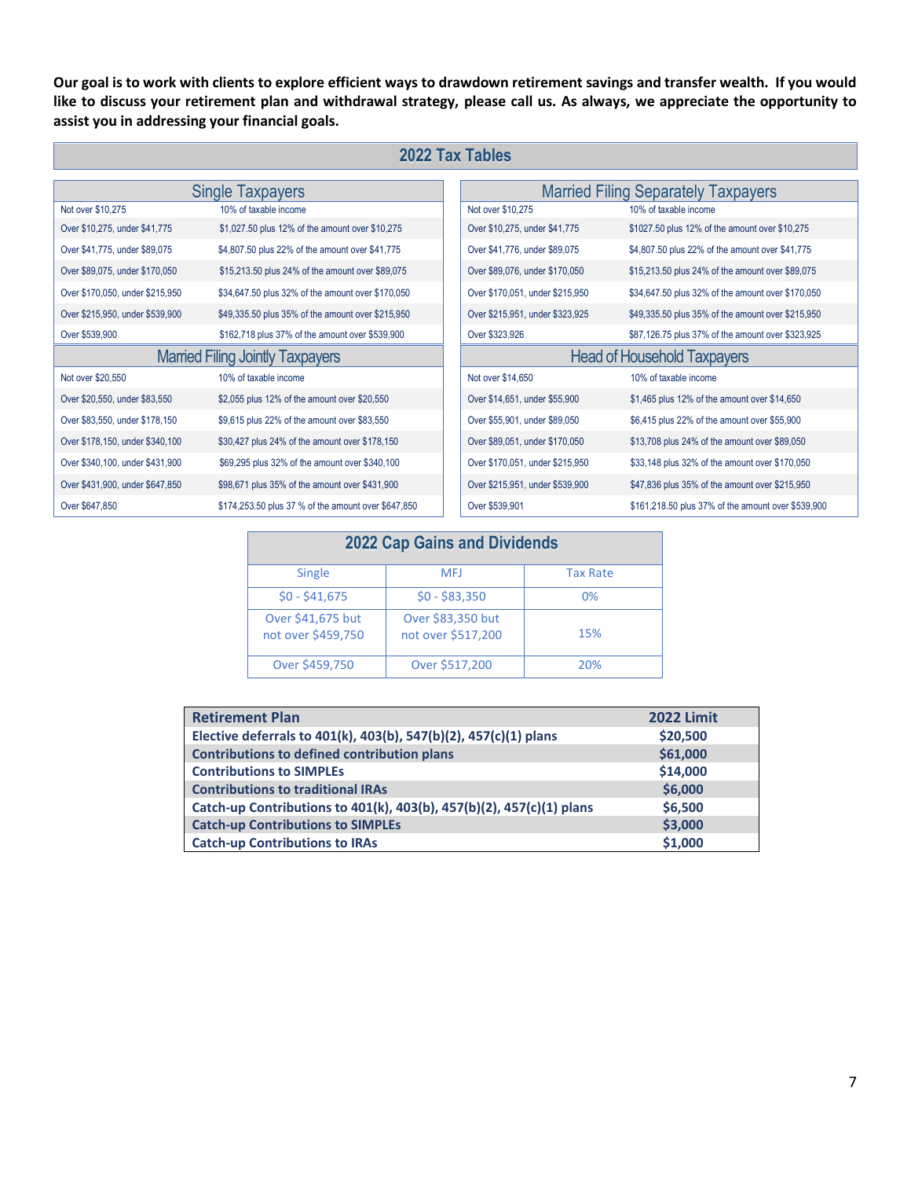**Our goal is to work with clients to explore efficient ways to drawdown retirement savings and transfer wealth. If you would like to discuss your retirement plan and withdrawal strategy, please call us. As always, we appreciate the opportunity to assist you in addressing your financial goals.**

## 2022 Tax Tables

### Single Taxpayers

| | |
|---|---|
| Not over $10,275 | 10% of taxable income |
| Over $10,275, under $41,775 | $1,027.50 plus 12% of the amount over $10,275 |
| Over $41,775, under $89,075 | $4,807.50 plus 22% of the amount over $41,775 |
| Over $89,075, under $170,050 | $15,213.50 plus 24% of the amount over $89,075 |
| Over $170,050, under $215,950 | $34,647.50 plus 32% of the amount over $170,050 |
| Over $215,950, under $539,900 | $49,335.50 plus 35% of the amount over $215,950 |
| Over $539,900 | $162,718 plus 37% of the amount over $539,900 |

### Married Filing Jointly Taxpayers

| | |
|---|---|
| Not over $20,550 | 10% of taxable income |
| Over $20,550, under $83,550 | $2,055 plus 12% of the amount over $20,550 |
| Over $83,550, under $178,150 | $9,615 plus 22% of the amount over $83,550 |
| Over $178,150, under $340,100 | $30,427 plus 24% of the amount over $178,150 |
| Over $340,100, under $431,900 | $69,295 plus 32% of the amount over $340,100 |
| Over $431,900, under $647,850 | $98,671 plus 35% of the amount over $431,900 |
| Over $647,850 | $174,253.50 plus 37 % of the amount over $647,850 |

### Married Filing Separately Taxpayers

| | |
|---|---|
| Not over $10,275 | 10% of taxable income |
| Over $10,275, under $41,775 | $1027.50 plus 12% of the amount over $10,275 |
| Over $41,776, under $89,075 | $4,807.50 plus 22% of the amount over $41,775 |
| Over $89,076, under $170,050 | $15,213.50 plus 24% of the amount over $89,075 |
| Over $170,051, under $215,950 | $34,647.50 plus 32% of the amount over $170,050 |
| Over $215,951, under $323,925 | $49,335.50 plus 35% of the amount over $215,950 |
| Over $323,926 | $87,126.75 plus 37% of the amount over $323,925 |

### Head of Household Taxpayers

| | |
|---|---|
| Not over $14,650 | 10% of taxable income |
| Over $14,651, under $55,900 | $1,465 plus 12% of the amount over $14,650 |
| Over $55,901, under $89,050 | $6,415 plus 22% of the amount over $55,900 |
| Over $89,051, under $170,050 | $13,708 plus 24% of the amount over $89,050 |
| Over $170,051, under $215,950 | $33,148 plus 32% of the amount over $170,050 |
| Over $215,951, under $539,900 | $47,836 plus 35% of the amount over $215,950 |
| Over $539,901 | $161,218.50 plus 37% of the amount over $539,900 |

## 2022 Cap Gains and Dividends

| Single | MFJ | Tax Rate |
|---|---|---|
| $0 - $41,675 | $0 - $83,350 | 0% |
| Over $41,675 but not over $459,750 | Over $83,350 but not over $517,200 | 15% |
| Over $459,750 | Over $517,200 | 20% |

| Retirement Plan | 2022 Limit |
|---|---|
| Elective deferrals to 401(k), 403(b), 547(b)(2), 457(c)(1) plans | $20,500 |
| Contributions to defined contribution plans | $61,000 |
| Contributions to SIMPLEs | $14,000 |
| Contributions to traditional IRAs | $6,000 |
| Catch-up Contributions to 401(k), 403(b), 457(b)(2), 457(c)(1) plans | $6,500 |
| Catch-up Contributions to SIMPLEs | $3,000 |
| Catch-up Contributions to IRAs | $1,000 |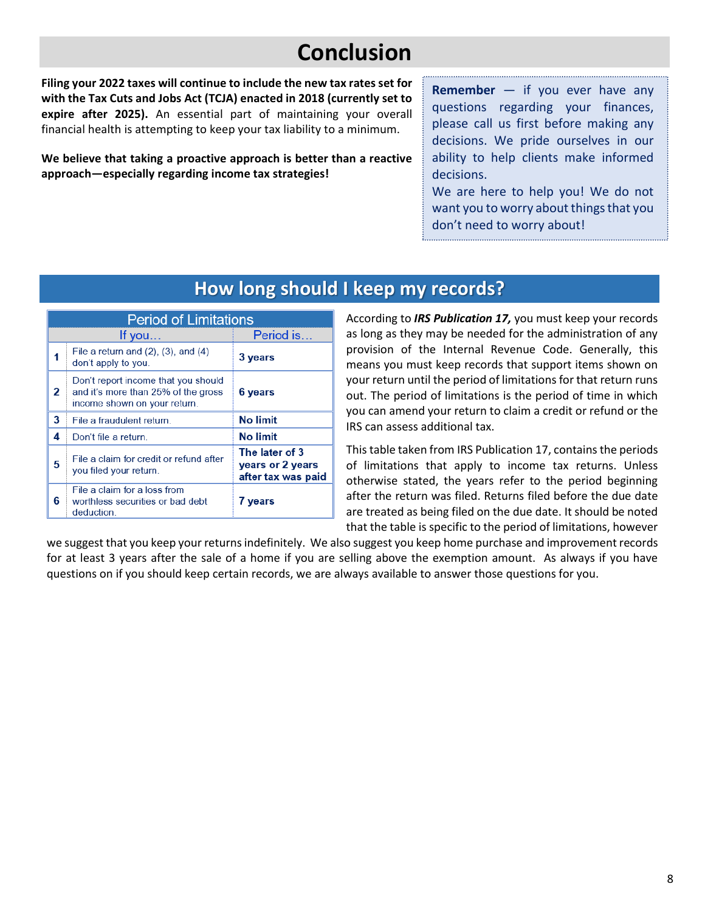# Conclusion

**Filing your 2022 taxes will continue to include the new tax rates set for with the Tax Cuts and Jobs Act (TCJA) enacted in 2018 (currently set to expire after 2025).** An essential part of maintaining your overall financial health is attempting to keep your tax liability to a minimum.

**We believe that taking a proactive approach is better than a reactive approach—especially regarding income tax strategies!**

**Remember** — if you ever have any questions regarding your finances, please call us first before making any decisions. We pride ourselves in our ability to help clients make informed decisions.
We are here to help you! We do not want you to worry about things that you don't need to worry about!

## How long should I keep my records?

**Period of Limitations**

| | If you… | Period is… |
|---|---|---|
| 1 | File a return and (2), (3), and (4) don't apply to you. | **3 years** |
| 2 | Don't report income that you should and it's more than 25% of the gross income shown on your return. | **6 years** |
| 3 | File a fraudulent return. | **No limit** |
| 4 | Don't file a return. | **No limit** |
| 5 | File a claim for credit or refund after you filed your return. | **The later of 3 years or 2 years after tax was paid** |
| 6 | File a claim for a loss from worthless securities or bad debt deduction. | **7 years** |

According to ***IRS Publication 17,*** you must keep your records as long as they may be needed for the administration of any provision of the Internal Revenue Code. Generally, this means you must keep records that support items shown on your return until the period of limitations for that return runs out. The period of limitations is the period of time in which you can amend your return to claim a credit or refund or the IRS can assess additional tax.

This table taken from IRS Publication 17, contains the periods of limitations that apply to income tax returns. Unless otherwise stated, the years refer to the period beginning after the return was filed. Returns filed before the due date are treated as being filed on the due date. It should be noted that the table is specific to the period of limitations, however we suggest that you keep your returns indefinitely. We also suggest you keep home purchase and improvement records for at least 3 years after the sale of a home if you are selling above the exemption amount. As always if you have questions on if you should keep certain records, we are always available to answer those questions for you.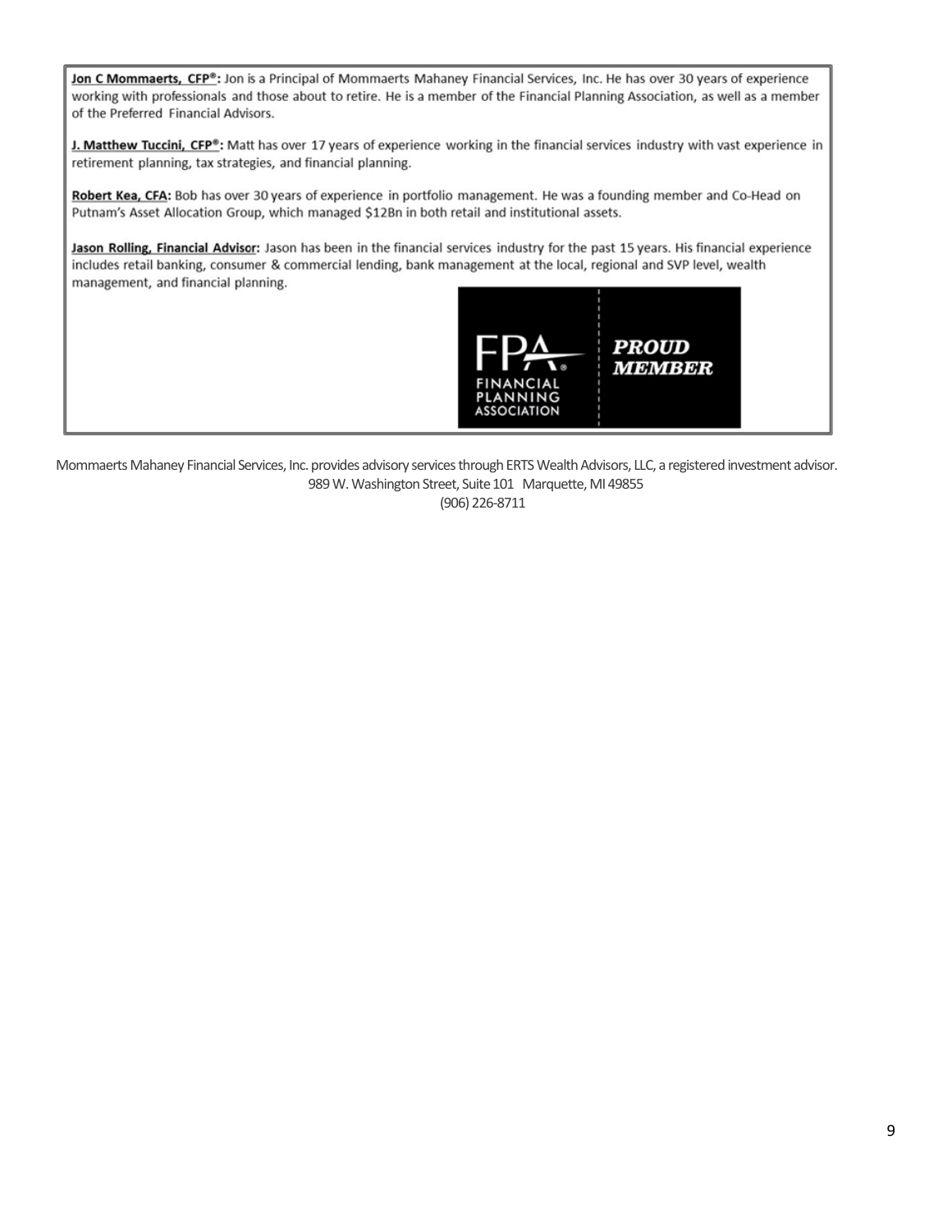**Jon C Mommaerts, CFP®:** Jon is a Principal of Mommaerts Mahaney Financial Services, Inc. He has over 30 years of experience working with professionals and those about to retire. He is a member of the Financial Planning Association, as well as a member of the Preferred Financial Advisors.

**J. Matthew Tuccini, CFP®:** Matt has over 17 years of experience working in the financial services industry with vast experience in retirement planning, tax strategies, and financial planning.

**Robert Kea, CFA:** Bob has over 30 years of experience in portfolio management. He was a founding member and Co-Head on Putnam's Asset Allocation Group, which managed $12Bn in both retail and institutional assets.

**Jason Rolling, Financial Advisor:** Jason has been in the financial services industry for the past 15 years. His financial experience includes retail banking, consumer & commercial lending, bank management at the local, regional and SVP level, wealth management, and financial planning.

FPA FINANCIAL PLANNING ASSOCIATION

***PROUD MEMBER***

Mommaerts Mahaney Financial Services, Inc. provides advisory services through ERTS Wealth Advisors, LLC, a registered investment advisor.
989 W. Washington Street, Suite 101 Marquette, MI 49855
(906) 226-8711